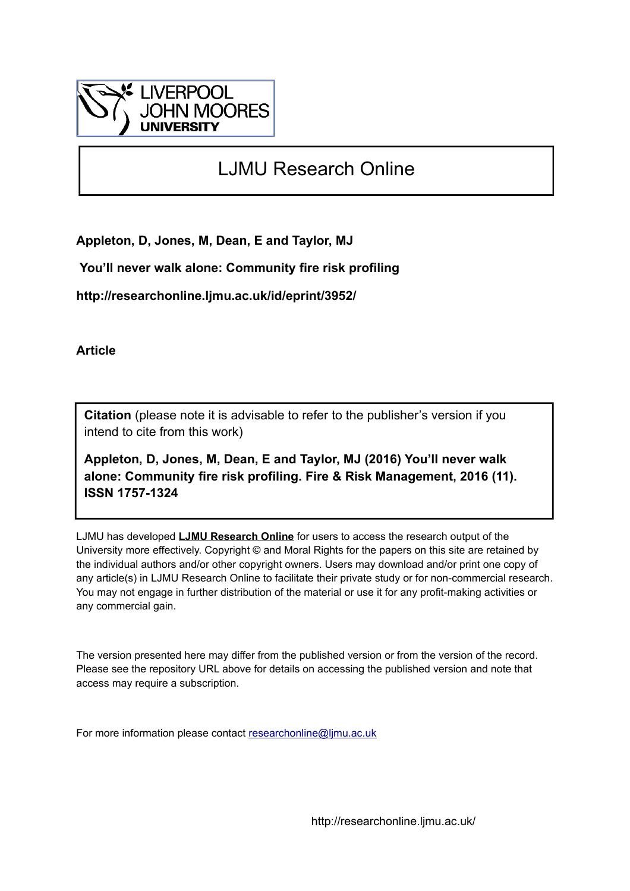LIVERPOOL JOHN MOORES UNIVERSITY

# LJMU Research Online

**Appleton, D, Jones, M, Dean, E and Taylor, MJ**

**You'll never walk alone: Community fire risk profiling**

**http://researchonline.ljmu.ac.uk/id/eprint/3952/**

**Article**

**Citation** (please note it is advisable to refer to the publisher's version if you intend to cite from this work)

**Appleton, D, Jones, M, Dean, E and Taylor, MJ (2016) You'll never walk alone: Community fire risk profiling. Fire & Risk Management, 2016 (11). ISSN 1757-1324**

LJMU has developed **LJMU Research Online** for users to access the research output of the University more effectively. Copyright © and Moral Rights for the papers on this site are retained by the individual authors and/or other copyright owners. Users may download and/or print one copy of any article(s) in LJMU Research Online to facilitate their private study or for non-commercial research. You may not engage in further distribution of the material or use it for any profit-making activities or any commercial gain.

The version presented here may differ from the published version or from the version of the record. Please see the repository URL above for details on accessing the published version and note that access may require a subscription.

For more information please contact researchonline@ljmu.ac.uk

http://researchonline.ljmu.ac.uk/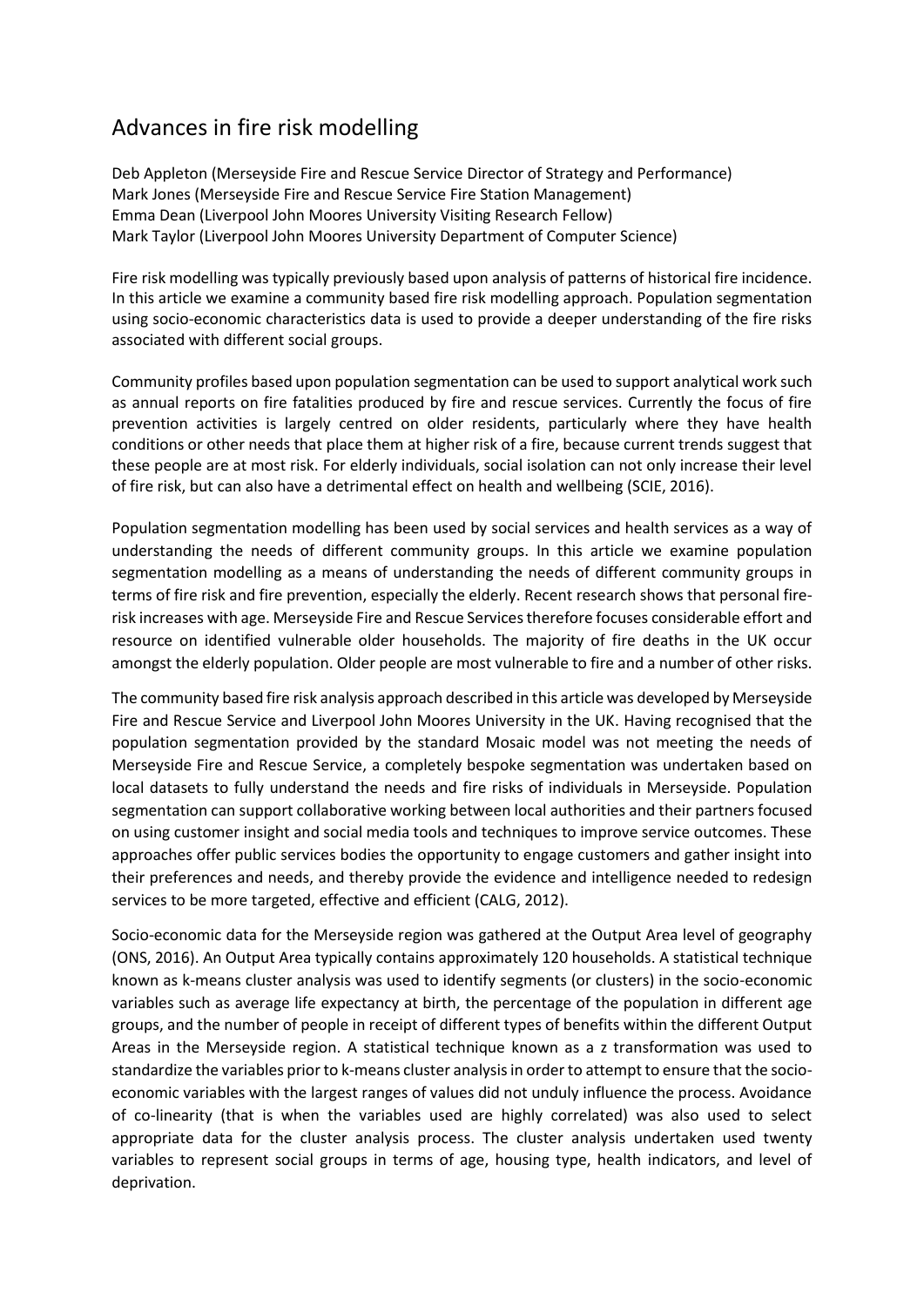# Advances in fire risk modelling

Deb Appleton (Merseyside Fire and Rescue Service Director of Strategy and Performance)
Mark Jones (Merseyside Fire and Rescue Service Fire Station Management)
Emma Dean (Liverpool John Moores University Visiting Research Fellow)
Mark Taylor (Liverpool John Moores University Department of Computer Science)

Fire risk modelling was typically previously based upon analysis of patterns of historical fire incidence. In this article we examine a community based fire risk modelling approach. Population segmentation using socio-economic characteristics data is used to provide a deeper understanding of the fire risks associated with different social groups.

Community profiles based upon population segmentation can be used to support analytical work such as annual reports on fire fatalities produced by fire and rescue services. Currently the focus of fire prevention activities is largely centred on older residents, particularly where they have health conditions or other needs that place them at higher risk of a fire, because current trends suggest that these people are at most risk. For elderly individuals, social isolation can not only increase their level of fire risk, but can also have a detrimental effect on health and wellbeing (SCIE, 2016).

Population segmentation modelling has been used by social services and health services as a way of understanding the needs of different community groups. In this article we examine population segmentation modelling as a means of understanding the needs of different community groups in terms of fire risk and fire prevention, especially the elderly. Recent research shows that personal fire-risk increases with age. Merseyside Fire and Rescue Services therefore focuses considerable effort and resource on identified vulnerable older households. The majority of fire deaths in the UK occur amongst the elderly population. Older people are most vulnerable to fire and a number of other risks.

The community based fire risk analysis approach described in this article was developed by Merseyside Fire and Rescue Service and Liverpool John Moores University in the UK. Having recognised that the population segmentation provided by the standard Mosaic model was not meeting the needs of Merseyside Fire and Rescue Service, a completely bespoke segmentation was undertaken based on local datasets to fully understand the needs and fire risks of individuals in Merseyside. Population segmentation can support collaborative working between local authorities and their partners focused on using customer insight and social media tools and techniques to improve service outcomes. These approaches offer public services bodies the opportunity to engage customers and gather insight into their preferences and needs, and thereby provide the evidence and intelligence needed to redesign services to be more targeted, effective and efficient (CALG, 2012).

Socio-economic data for the Merseyside region was gathered at the Output Area level of geography (ONS, 2016). An Output Area typically contains approximately 120 households. A statistical technique known as k-means cluster analysis was used to identify segments (or clusters) in the socio-economic variables such as average life expectancy at birth, the percentage of the population in different age groups, and the number of people in receipt of different types of benefits within the different Output Areas in the Merseyside region. A statistical technique known as a z transformation was used to standardize the variables prior to k-means cluster analysis in order to attempt to ensure that the socio-economic variables with the largest ranges of values did not unduly influence the process. Avoidance of co-linearity (that is when the variables used are highly correlated) was also used to select appropriate data for the cluster analysis process. The cluster analysis undertaken used twenty variables to represent social groups in terms of age, housing type, health indicators, and level of deprivation.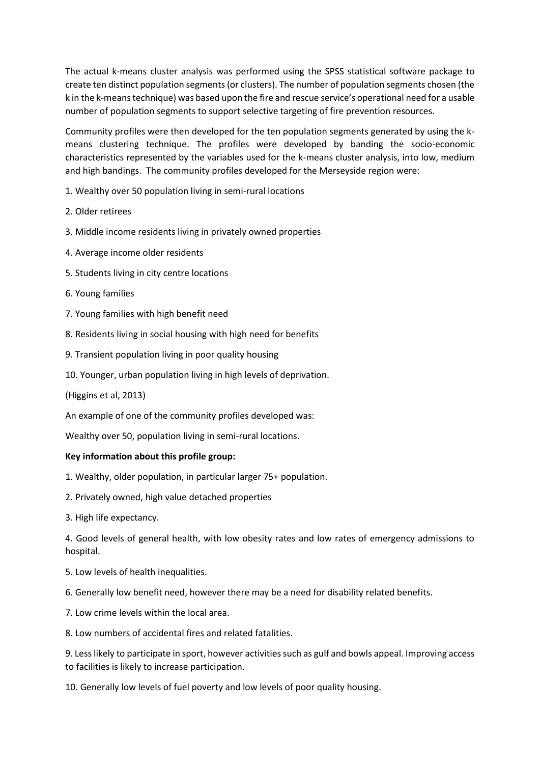The actual k-means cluster analysis was performed using the SPSS statistical software package to create ten distinct population segments (or clusters). The number of population segments chosen (the k in the k-means technique) was based upon the fire and rescue service's operational need for a usable number of population segments to support selective targeting of fire prevention resources.

Community profiles were then developed for the ten population segments generated by using the k-means clustering technique. The profiles were developed by banding the socio-economic characteristics represented by the variables used for the k-means cluster analysis, into low, medium and high bandings. The community profiles developed for the Merseyside region were:

1. Wealthy over 50 population living in semi-rural locations
2. Older retirees
3. Middle income residents living in privately owned properties
4. Average income older residents
5. Students living in city centre locations
6. Young families
7. Young families with high benefit need
8. Residents living in social housing with high need for benefits
9. Transient population living in poor quality housing
10. Younger, urban population living in high levels of deprivation.

(Higgins et al, 2013)

An example of one of the community profiles developed was:

Wealthy over 50, population living in semi-rural locations.

**Key information about this profile group:**

1. Wealthy, older population, in particular larger 75+ population.
2. Privately owned, high value detached properties
3. High life expectancy.
4. Good levels of general health, with low obesity rates and low rates of emergency admissions to hospital.
5. Low levels of health inequalities.
6. Generally low benefit need, however there may be a need for disability related benefits.
7. Low crime levels within the local area.
8. Low numbers of accidental fires and related fatalities.
9. Less likely to participate in sport, however activities such as gulf and bowls appeal. Improving access to facilities is likely to increase participation.
10. Generally low levels of fuel poverty and low levels of poor quality housing.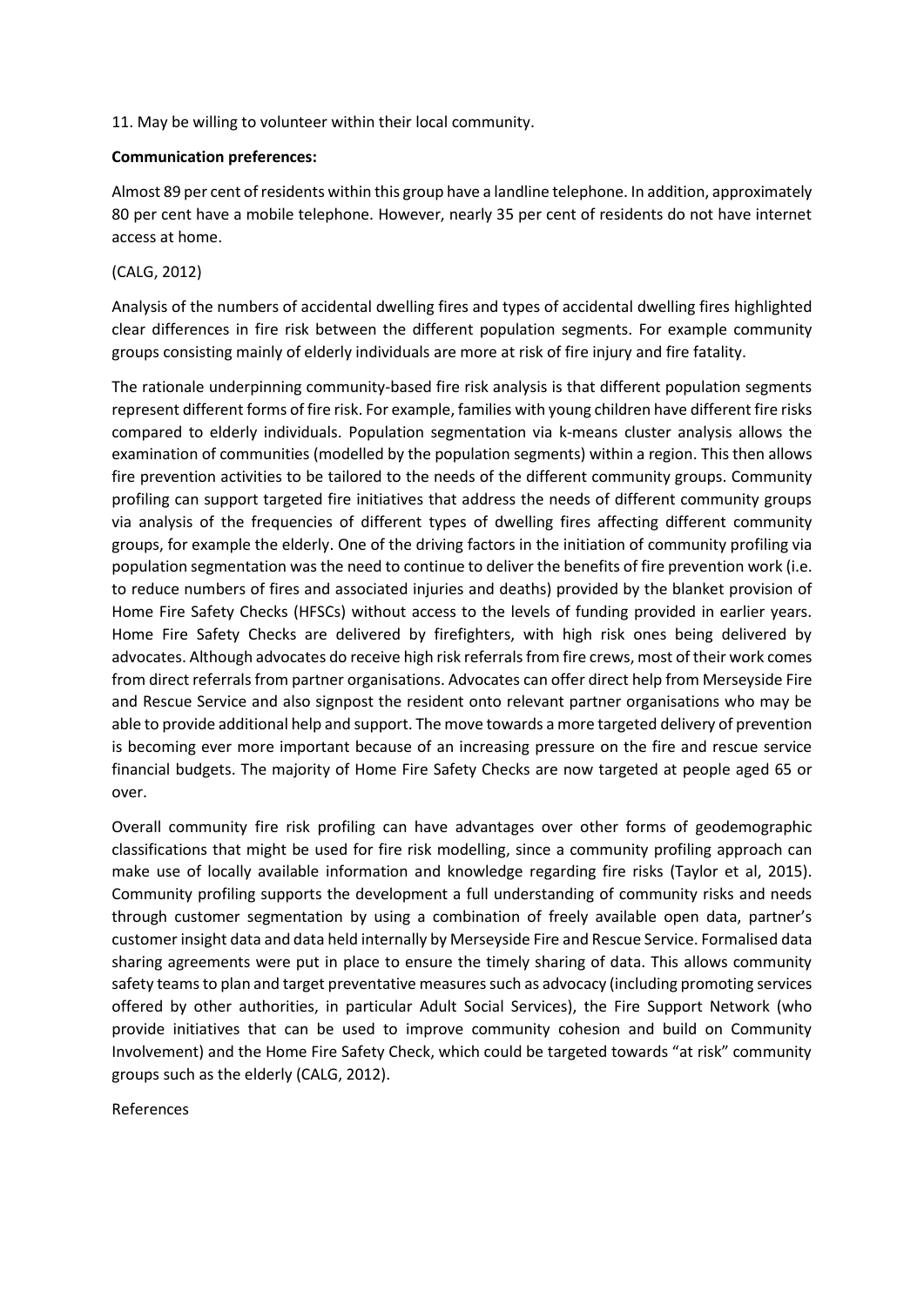11. May be willing to volunteer within their local community.

**Communication preferences:**

Almost 89 per cent of residents within this group have a landline telephone. In addition, approximately 80 per cent have a mobile telephone. However, nearly 35 per cent of residents do not have internet access at home.

(CALG, 2012)

Analysis of the numbers of accidental dwelling fires and types of accidental dwelling fires highlighted clear differences in fire risk between the different population segments. For example community groups consisting mainly of elderly individuals are more at risk of fire injury and fire fatality.

The rationale underpinning community-based fire risk analysis is that different population segments represent different forms of fire risk. For example, families with young children have different fire risks compared to elderly individuals. Population segmentation via k-means cluster analysis allows the examination of communities (modelled by the population segments) within a region. This then allows fire prevention activities to be tailored to the needs of the different community groups. Community profiling can support targeted fire initiatives that address the needs of different community groups via analysis of the frequencies of different types of dwelling fires affecting different community groups, for example the elderly. One of the driving factors in the initiation of community profiling via population segmentation was the need to continue to deliver the benefits of fire prevention work (i.e. to reduce numbers of fires and associated injuries and deaths) provided by the blanket provision of Home Fire Safety Checks (HFSCs) without access to the levels of funding provided in earlier years. Home Fire Safety Checks are delivered by firefighters, with high risk ones being delivered by advocates. Although advocates do receive high risk referrals from fire crews, most of their work comes from direct referrals from partner organisations. Advocates can offer direct help from Merseyside Fire and Rescue Service and also signpost the resident onto relevant partner organisations who may be able to provide additional help and support. The move towards a more targeted delivery of prevention is becoming ever more important because of an increasing pressure on the fire and rescue service financial budgets. The majority of Home Fire Safety Checks are now targeted at people aged 65 or over.

Overall community fire risk profiling can have advantages over other forms of geodemographic classifications that might be used for fire risk modelling, since a community profiling approach can make use of locally available information and knowledge regarding fire risks (Taylor et al, 2015). Community profiling supports the development a full understanding of community risks and needs through customer segmentation by using a combination of freely available open data, partner's customer insight data and data held internally by Merseyside Fire and Rescue Service. Formalised data sharing agreements were put in place to ensure the timely sharing of data. This allows community safety teams to plan and target preventative measures such as advocacy (including promoting services offered by other authorities, in particular Adult Social Services), the Fire Support Network (who provide initiatives that can be used to improve community cohesion and build on Community Involvement) and the Home Fire Safety Check, which could be targeted towards "at risk" community groups such as the elderly (CALG, 2012).

References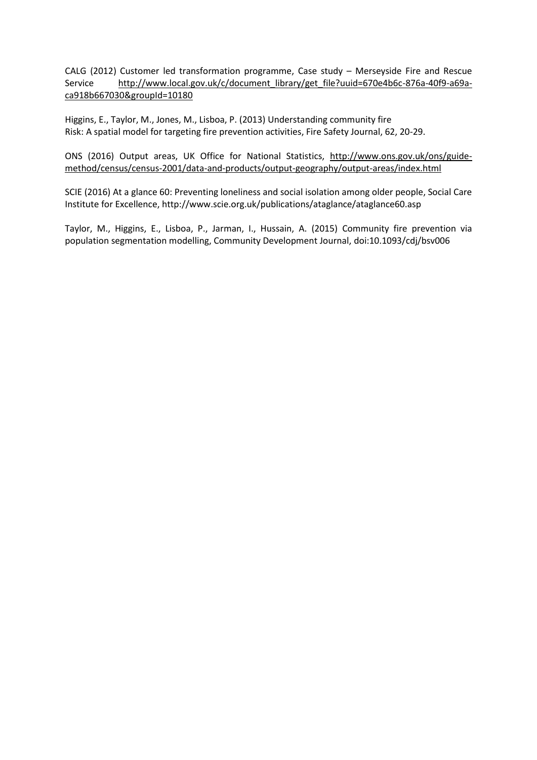CALG (2012) Customer led transformation programme, Case study – Merseyside Fire and Rescue Service http://www.local.gov.uk/c/document_library/get_file?uuid=670e4b6c-876a-40f9-a69a-ca918b667030&groupId=10180

Higgins, E., Taylor, M., Jones, M., Lisboa, P. (2013) Understanding community fire
Risk: A spatial model for targeting fire prevention activities, Fire Safety Journal, 62, 20-29.

ONS (2016) Output areas, UK Office for National Statistics, http://www.ons.gov.uk/ons/guide-method/census/census-2001/data-and-products/output-geography/output-areas/index.html

SCIE (2016) At a glance 60: Preventing loneliness and social isolation among older people, Social Care Institute for Excellence, http://www.scie.org.uk/publications/ataglance/ataglance60.asp

Taylor, M., Higgins, E., Lisboa, P., Jarman, I., Hussain, A. (2015) Community fire prevention via population segmentation modelling, Community Development Journal, doi:10.1093/cdj/bsv006